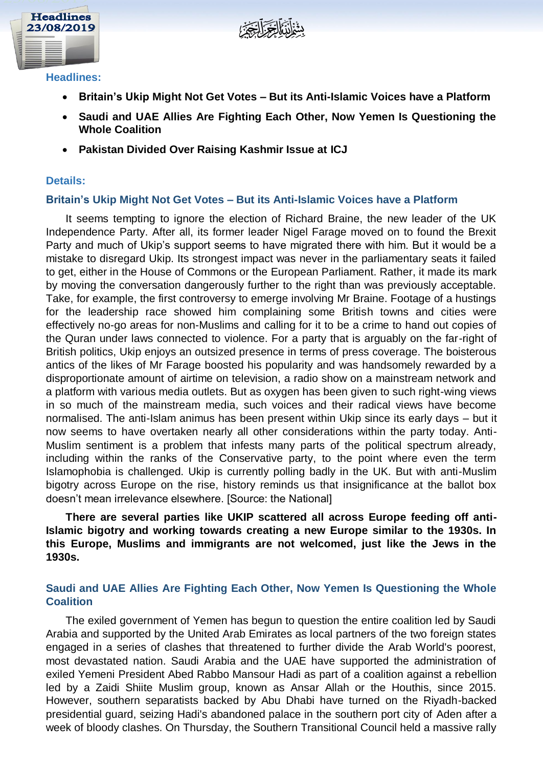Headlines 23/08/2019

بِسۡمِ ٱللَّهِ ٱلرَّحۡمَٰنِ ٱلرَّحِيمِ

**Headlines:**

- **Britain's Ukip Might Not Get Votes – But its Anti-Islamic Voices have a Platform**
- **Saudi and UAE Allies Are Fighting Each Other, Now Yemen Is Questioning the Whole Coalition**
- **Pakistan Divided Over Raising Kashmir Issue at ICJ**

**Details:**

## Britain's Ukip Might Not Get Votes – But its Anti-Islamic Voices have a Platform

It seems tempting to ignore the election of Richard Braine, the new leader of the UK Independence Party. After all, its former leader Nigel Farage moved on to found the Brexit Party and much of Ukip's support seems to have migrated there with him. But it would be a mistake to disregard Ukip. Its strongest impact was never in the parliamentary seats it failed to get, either in the House of Commons or the European Parliament. Rather, it made its mark by moving the conversation dangerously further to the right than was previously acceptable. Take, for example, the first controversy to emerge involving Mr Braine. Footage of a hustings for the leadership race showed him complaining some British towns and cities were effectively no-go areas for non-Muslims and calling for it to be a crime to hand out copies of the Quran under laws connected to violence. For a party that is arguably on the far-right of British politics, Ukip enjoys an outsized presence in terms of press coverage. The boisterous antics of the likes of Mr Farage boosted his popularity and was handsomely rewarded by a disproportionate amount of airtime on television, a radio show on a mainstream network and a platform with various media outlets. But as oxygen has been given to such right-wing views in so much of the mainstream media, such voices and their radical views have become normalised. The anti-Islam animus has been present within Ukip since its early days – but it now seems to have overtaken nearly all other considerations within the party today. Anti-Muslim sentiment is a problem that infests many parts of the political spectrum already, including within the ranks of the Conservative party, to the point where even the term Islamophobia is challenged. Ukip is currently polling badly in the UK. But with anti-Muslim bigotry across Europe on the rise, history reminds us that insignificance at the ballot box doesn't mean irrelevance elsewhere. [Source: the National]

**There are several parties like UKIP scattered all across Europe feeding off anti-Islamic bigotry and working towards creating a new Europe similar to the 1930s. In this Europe, Muslims and immigrants are not welcomed, just like the Jews in the 1930s.**

## Saudi and UAE Allies Are Fighting Each Other, Now Yemen Is Questioning the Whole Coalition

The exiled government of Yemen has begun to question the entire coalition led by Saudi Arabia and supported by the United Arab Emirates as local partners of the two foreign states engaged in a series of clashes that threatened to further divide the Arab World's poorest, most devastated nation. Saudi Arabia and the UAE have supported the administration of exiled Yemeni President Abed Rabbo Mansour Hadi as part of a coalition against a rebellion led by a Zaidi Shiite Muslim group, known as Ansar Allah or the Houthis, since 2015. However, southern separatists backed by Abu Dhabi have turned on the Riyadh-backed presidential guard, seizing Hadi's abandoned palace in the southern port city of Aden after a week of bloody clashes. On Thursday, the Southern Transitional Council held a massive rally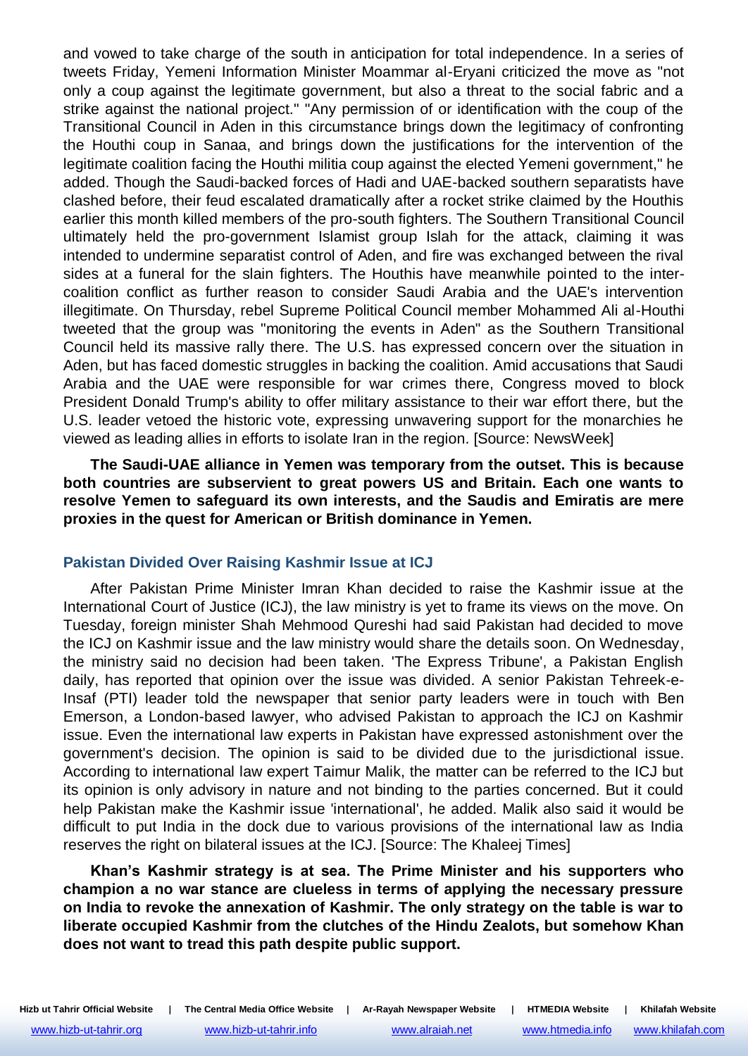and vowed to take charge of the south in anticipation for total independence. In a series of tweets Friday, Yemeni Information Minister Moammar al-Eryani criticized the move as "not only a coup against the legitimate government, but also a threat to the social fabric and a strike against the national project." "Any permission of or identification with the coup of the Transitional Council in Aden in this circumstance brings down the legitimacy of confronting the Houthi coup in Sanaa, and brings down the justifications for the intervention of the legitimate coalition facing the Houthi militia coup against the elected Yemeni government," he added. Though the Saudi-backed forces of Hadi and UAE-backed southern separatists have clashed before, their feud escalated dramatically after a rocket strike claimed by the Houthis earlier this month killed members of the pro-south fighters. The Southern Transitional Council ultimately held the pro-government Islamist group Islah for the attack, claiming it was intended to undermine separatist control of Aden, and fire was exchanged between the rival sides at a funeral for the slain fighters. The Houthis have meanwhile pointed to the inter-coalition conflict as further reason to consider Saudi Arabia and the UAE's intervention illegitimate. On Thursday, rebel Supreme Political Council member Mohammed Ali al-Houthi tweeted that the group was "monitoring the events in Aden" as the Southern Transitional Council held its massive rally there. The U.S. has expressed concern over the situation in Aden, but has faced domestic struggles in backing the coalition. Amid accusations that Saudi Arabia and the UAE were responsible for war crimes there, Congress moved to block President Donald Trump's ability to offer military assistance to their war effort there, but the U.S. leader vetoed the historic vote, expressing unwavering support for the monarchies he viewed as leading allies in efforts to isolate Iran in the region. [Source: NewsWeek]

**The Saudi-UAE alliance in Yemen was temporary from the outset. This is because both countries are subservient to great powers US and Britain. Each one wants to resolve Yemen to safeguard its own interests, and the Saudis and Emiratis are mere proxies in the quest for American or British dominance in Yemen.**

## Pakistan Divided Over Raising Kashmir Issue at ICJ

After Pakistan Prime Minister Imran Khan decided to raise the Kashmir issue at the International Court of Justice (ICJ), the law ministry is yet to frame its views on the move. On Tuesday, foreign minister Shah Mehmood Qureshi had said Pakistan had decided to move the ICJ on Kashmir issue and the law ministry would share the details soon. On Wednesday, the ministry said no decision had been taken. 'The Express Tribune', a Pakistan English daily, has reported that opinion over the issue was divided. A senior Pakistan Tehreek-e-Insaf (PTI) leader told the newspaper that senior party leaders were in touch with Ben Emerson, a London-based lawyer, who advised Pakistan to approach the ICJ on Kashmir issue. Even the international law experts in Pakistan have expressed astonishment over the government's decision. The opinion is said to be divided due to the jurisdictional issue. According to international law expert Taimur Malik, the matter can be referred to the ICJ but its opinion is only advisory in nature and not binding to the parties concerned. But it could help Pakistan make the Kashmir issue 'international', he added. Malik also said it would be difficult to put India in the dock due to various provisions of the international law as India reserves the right on bilateral issues at the ICJ. [Source: The Khaleej Times]

**Khan's Kashmir strategy is at sea. The Prime Minister and his supporters who champion a no war stance are clueless in terms of applying the necessary pressure on India to revoke the annexation of Kashmir. The only strategy on the table is war to liberate occupied Kashmir from the clutches of the Hindu Zealots, but somehow Khan does not want to tread this path despite public support.**

Hizb ut Tahrir Official Website | The Central Media Office Website | Ar-Rayah Newspaper Website | HTMEDIA Website | Khilafah Website
www.hizb-ut-tahrir.org www.hizb-ut-tahrir.info www.alraiah.net www.htmedia.info www.khilafah.com